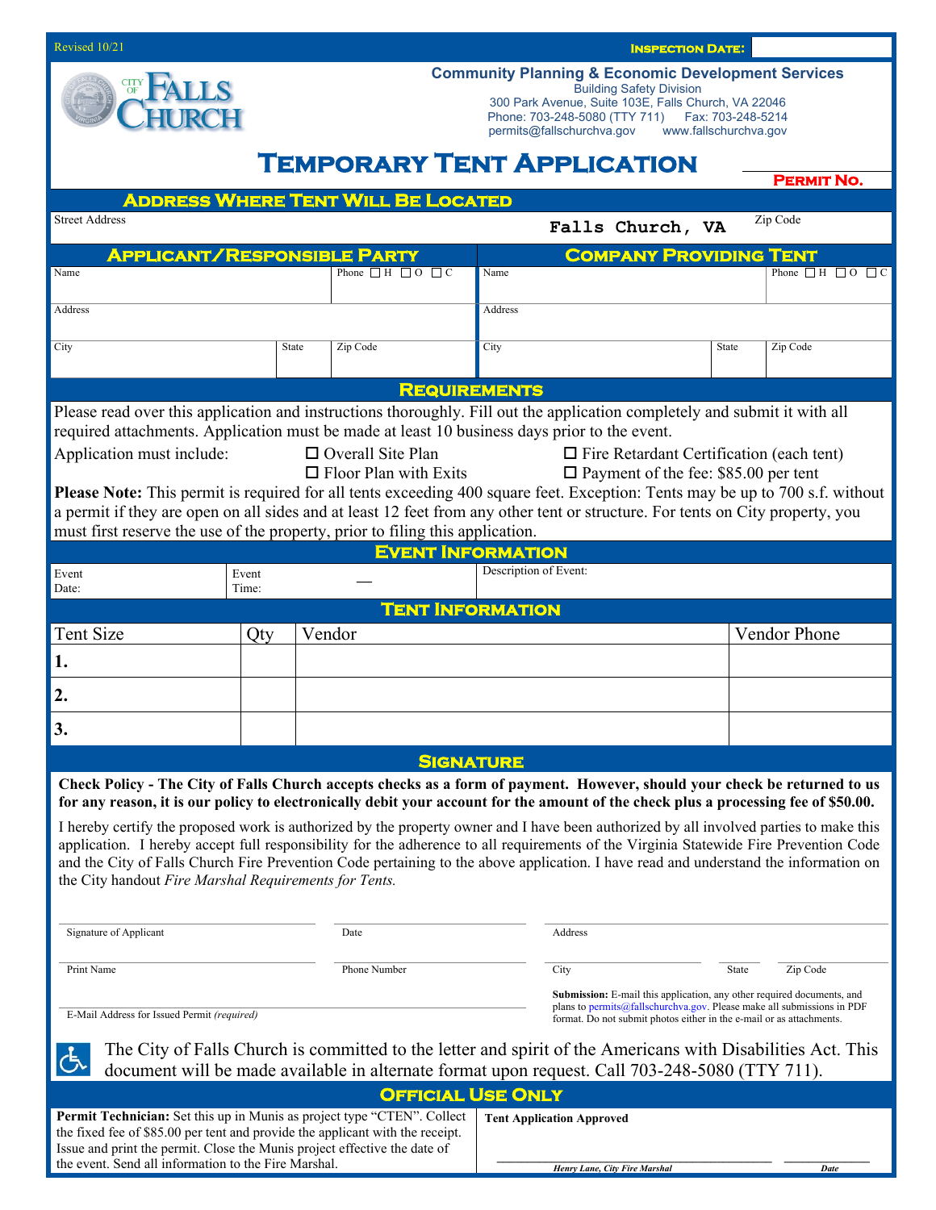Revised 10/21

**Inspection Date:**

City of Falls Church

**Community Planning & Economic Development Services**
Building Safety Division
300 Park Avenue, Suite 103E, Falls Church, VA 22046
Phone: 703-248-5080 (TTY 711) Fax: 703-248-5214
permits@fallschurchva.gov www.fallschurchva.gov

# Temporary Tent Application

**Permit No.**

## Address Where Tent Will Be Located

| Street Address | Falls Church, VA | Zip Code |
|---|---|---|
| | | |

## Applicant/Responsible Party

| Name | | Phone ☐ H ☐ O ☐ C |
|---|---|---|
| Address | | |
| City | State | Zip Code |

## Company Providing Tent

| Name | | Phone ☐ H ☐ O ☐ C |
|---|---|---|
| Address | | |
| City | State | Zip Code |

## Requirements

Please read over this application and instructions thoroughly. Fill out the application completely and submit it with all required attachments. Application must be made at least 10 business days prior to the event.

Application must include:

- ☐ Overall Site Plan
- ☐ Floor Plan with Exits
- ☐ Fire Retardant Certification (each tent)
- ☐ Payment of the fee: $85.00 per tent

**Please Note:** This permit is required for all tents exceeding 400 square feet. Exception: Tents may be up to 700 s.f. without a permit if they are open on all sides and at least 12 feet from any other tent or structure. For tents on City property, you must first reserve the use of the property, prior to filing this application.

## Event Information

| Event Date: | Event Time: — | Description of Event: |
|---|---|---|
| | | |

## Tent Information

| Tent Size | Qty | Vendor | Vendor Phone |
|---|---|---|---|
| 1. | | | |
| 2. | | | |
| 3. | | | |

## Signature

**Check Policy - The City of Falls Church accepts checks as a form of payment. However, should your check be returned to us for any reason, it is our policy to electronically debit your account for the amount of the check plus a processing fee of $50.00.**

I hereby certify the proposed work is authorized by the property owner and I have been authorized by all involved parties to make this application. I hereby accept full responsibility for the adherence to all requirements of the Virginia Statewide Fire Prevention Code and the City of Falls Church Fire Prevention Code pertaining to the above application. I have read and understand the information on the City handout *Fire Marshal Requirements for Tents.*

| Signature of Applicant | Date | Address | | |
|---|---|---|---|---|
| Print Name | Phone Number | City | State | Zip Code |

E-Mail Address for Issued Permit *(required)*

**Submission:** E-mail this application, any other required documents, and plans to permits@fallschurchva.gov. Please make all submissions in PDF format. Do not submit photos either in the e-mail or as attachments.

The City of Falls Church is committed to the letter and spirit of the Americans with Disabilities Act. This document will be made available in alternate format upon request. Call 703-248-5080 (TTY 711).

## Official Use Only

**Permit Technician:** Set this up in Munis as project type "CTEN". Collect the fixed fee of $85.00 per tent and provide the applicant with the receipt. Issue and print the permit. Close the Munis project effective the date of the event. Send all information to the Fire Marshal.

**Tent Application Approved**

*Henry Lane, City Fire Marshal* *Date*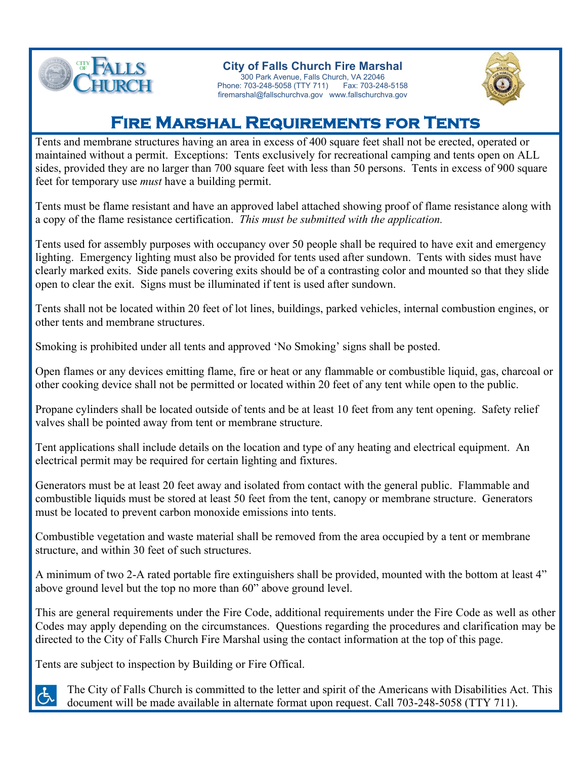**City of Falls Church Fire Marshal**
300 Park Avenue, Falls Church, VA 22046
Phone: 703-248-5058 (TTY 711) Fax: 703-248-5158
firemarshal@fallschurchva.gov www.fallschurchva.gov

# Fire Marshal Requirements for Tents

Tents and membrane structures having an area in excess of 400 square feet shall not be erected, operated or maintained without a permit. Exceptions: Tents exclusively for recreational camping and tents open on ALL sides, provided they are no larger than 700 square feet with less than 50 persons. Tents in excess of 900 square feet for temporary use *must* have a building permit.

Tents must be flame resistant and have an approved label attached showing proof of flame resistance along with a copy of the flame resistance certification. *This must be submitted with the application.*

Tents used for assembly purposes with occupancy over 50 people shall be required to have exit and emergency lighting. Emergency lighting must also be provided for tents used after sundown. Tents with sides must have clearly marked exits. Side panels covering exits should be of a contrasting color and mounted so that they slide open to clear the exit. Signs must be illuminated if tent is used after sundown.

Tents shall not be located within 20 feet of lot lines, buildings, parked vehicles, internal combustion engines, or other tents and membrane structures.

Smoking is prohibited under all tents and approved 'No Smoking' signs shall be posted.

Open flames or any devices emitting flame, fire or heat or any flammable or combustible liquid, gas, charcoal or other cooking device shall not be permitted or located within 20 feet of any tent while open to the public.

Propane cylinders shall be located outside of tents and be at least 10 feet from any tent opening. Safety relief valves shall be pointed away from tent or membrane structure.

Tent applications shall include details on the location and type of any heating and electrical equipment. An electrical permit may be required for certain lighting and fixtures.

Generators must be at least 20 feet away and isolated from contact with the general public. Flammable and combustible liquids must be stored at least 50 feet from the tent, canopy or membrane structure. Generators must be located to prevent carbon monoxide emissions into tents.

Combustible vegetation and waste material shall be removed from the area occupied by a tent or membrane structure, and within 30 feet of such structures.

A minimum of two 2-A rated portable fire extinguishers shall be provided, mounted with the bottom at least 4" above ground level but the top no more than 60" above ground level.

This are general requirements under the Fire Code, additional requirements under the Fire Code as well as other Codes may apply depending on the circumstances. Questions regarding the procedures and clarification may be directed to the City of Falls Church Fire Marshal using the contact information at the top of this page.

Tents are subject to inspection by Building or Fire Offical.

The City of Falls Church is committed to the letter and spirit of the Americans with Disabilities Act. This document will be made available in alternate format upon request. Call 703-248-5058 (TTY 711).